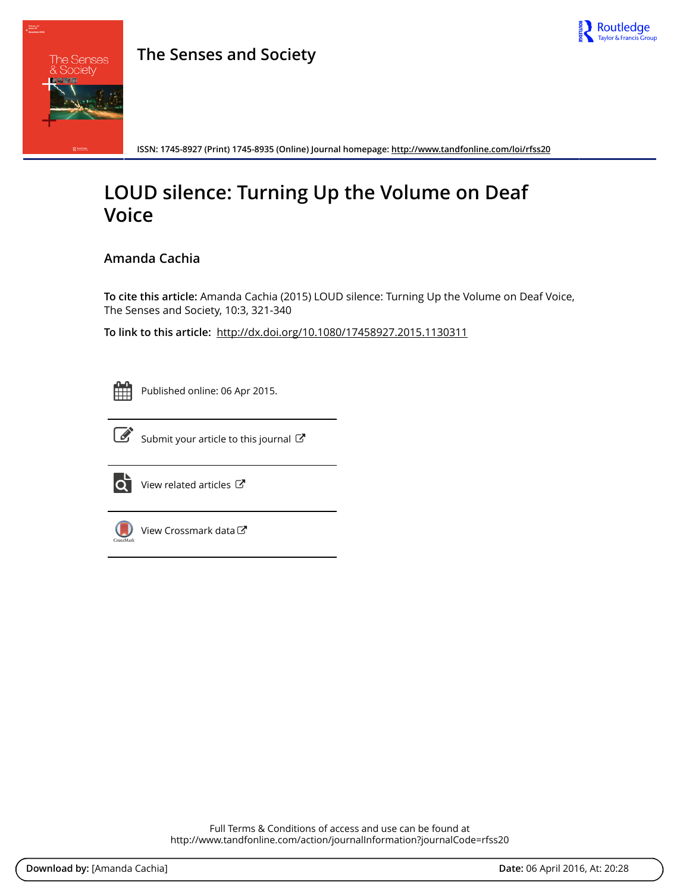**The Senses and Society**

ISSN: 1745-8927 (Print) 1745-8935 (Online) Journal homepage: http://www.tandfonline.com/loi/rfss20

# LOUD silence: Turning Up the Volume on Deaf Voice

## Amanda Cachia

**To cite this article:** Amanda Cachia (2015) LOUD silence: Turning Up the Volume on Deaf Voice, The Senses and Society, 10:3, 321-340

**To link to this article:** http://dx.doi.org/10.1080/17458927.2015.1130311

Published online: 06 Apr 2015.

Submit your article to this journal

View related articles

View Crossmark data

Full Terms & Conditions of access and use can be found at
http://www.tandfonline.com/action/journalInformation?journalCode=rfss20

**Download by:** [Amanda Cachia] **Date:** 06 April 2016, At: 20:28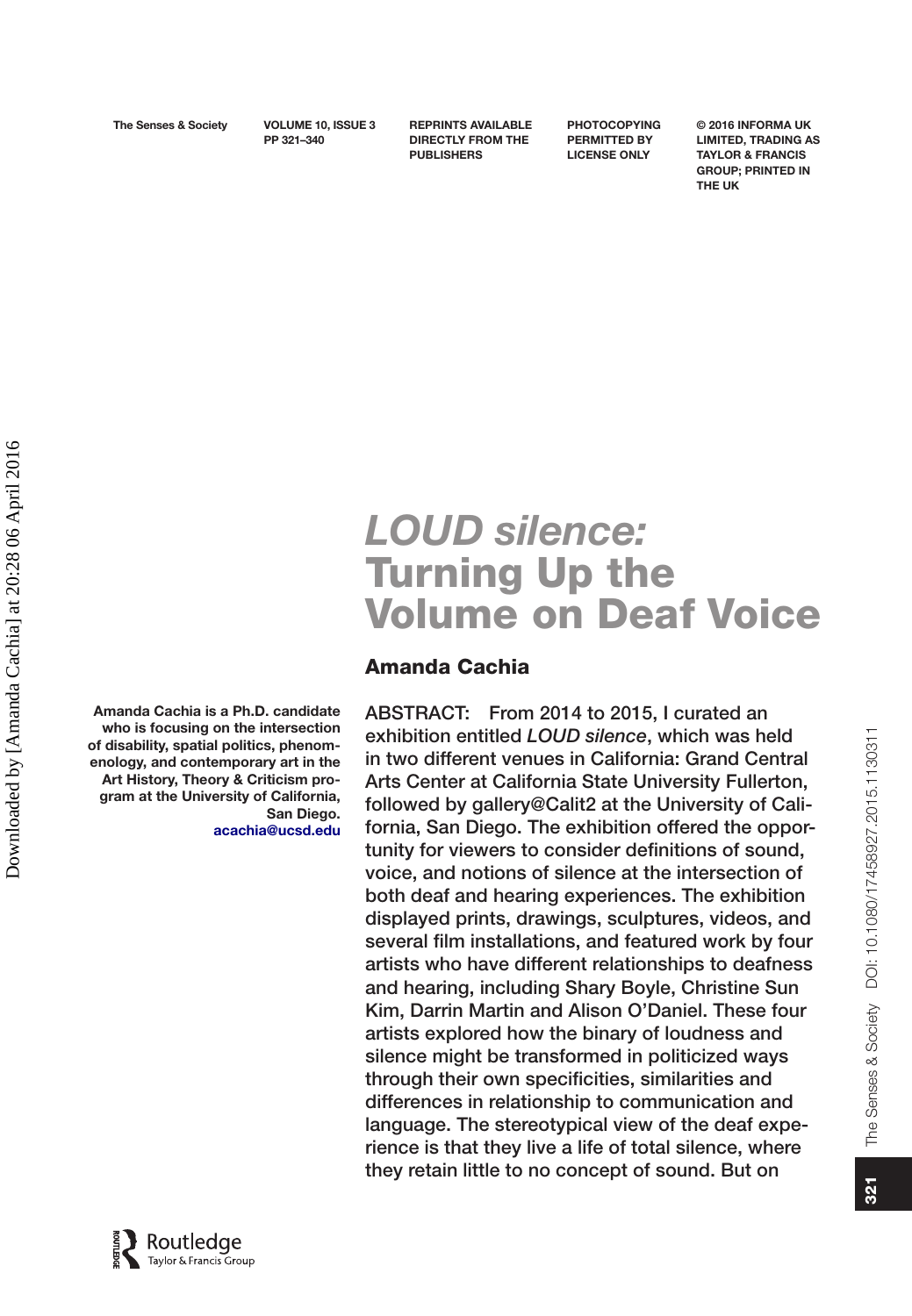# *LOUD silence:* Turning Up the Volume on Deaf Voice

**Amanda Cachia**

**Amanda Cachia is a Ph.D. candidate who is focusing on the intersection of disability, spatial politics, phenomenology, and contemporary art in the Art History, Theory & Criticism program at the University of California, San Diego.**
**acachia@ucsd.edu**

ABSTRACT: From 2014 to 2015, I curated an exhibition entitled *LOUD silence*, which was held in two different venues in California: Grand Central Arts Center at California State University Fullerton, followed by gallery@Calit2 at the University of California, San Diego. The exhibition offered the opportunity for viewers to consider definitions of sound, voice, and notions of silence at the intersection of both deaf and hearing experiences. The exhibition displayed prints, drawings, sculptures, videos, and several film installations, and featured work by four artists who have different relationships to deafness and hearing, including Shary Boyle, Christine Sun Kim, Darrin Martin and Alison O'Daniel. These four artists explored how the binary of loudness and silence might be transformed in politicized ways through their own specificities, similarities and differences in relationship to communication and language. The stereotypical view of the deaf experience is that they live a life of total silence, where they retain little to no concept of sound. But on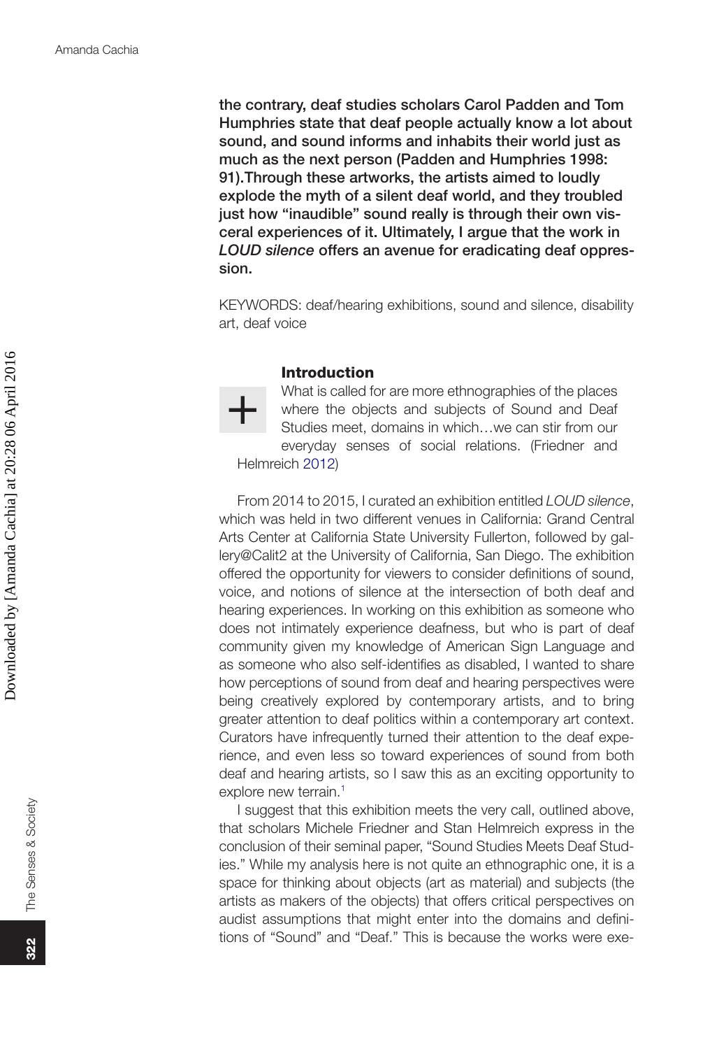**the contrary, deaf studies scholars Carol Padden and Tom Humphries state that deaf people actually know a lot about sound, and sound informs and inhabits their world just as much as the next person (Padden and Humphries 1998: 91).Through these artworks, the artists aimed to loudly explode the myth of a silent deaf world, and they troubled just how "inaudible" sound really is through their own visceral experiences of it. Ultimately, I argue that the work in *LOUD silence* offers an avenue for eradicating deaf oppression.**

KEYWORDS: deaf/hearing exhibitions, sound and silence, disability art, deaf voice

## Introduction

What is called for are more ethnographies of the places where the objects and subjects of Sound and Deaf Studies meet, domains in which…we can stir from our everyday senses of social relations. (Friedner and Helmreich 2012)

From 2014 to 2015, I curated an exhibition entitled *LOUD silence*, which was held in two different venues in California: Grand Central Arts Center at California State University Fullerton, followed by gallery@Calit2 at the University of California, San Diego. The exhibition offered the opportunity for viewers to consider definitions of sound, voice, and notions of silence at the intersection of both deaf and hearing experiences. In working on this exhibition as someone who does not intimately experience deafness, but who is part of deaf community given my knowledge of American Sign Language and as someone who also self-identifies as disabled, I wanted to share how perceptions of sound from deaf and hearing perspectives were being creatively explored by contemporary artists, and to bring greater attention to deaf politics within a contemporary art context. Curators have infrequently turned their attention to the deaf experience, and even less so toward experiences of sound from both deaf and hearing artists, so I saw this as an exciting opportunity to explore new terrain.[1]

I suggest that this exhibition meets the very call, outlined above, that scholars Michele Friedner and Stan Helmreich express in the conclusion of their seminal paper, "Sound Studies Meets Deaf Studies." While my analysis here is not quite an ethnographic one, it is a space for thinking about objects (art as material) and subjects (the artists as makers of the objects) that offers critical perspectives on audist assumptions that might enter into the domains and definitions of "Sound" and "Deaf." This is because the works were exe-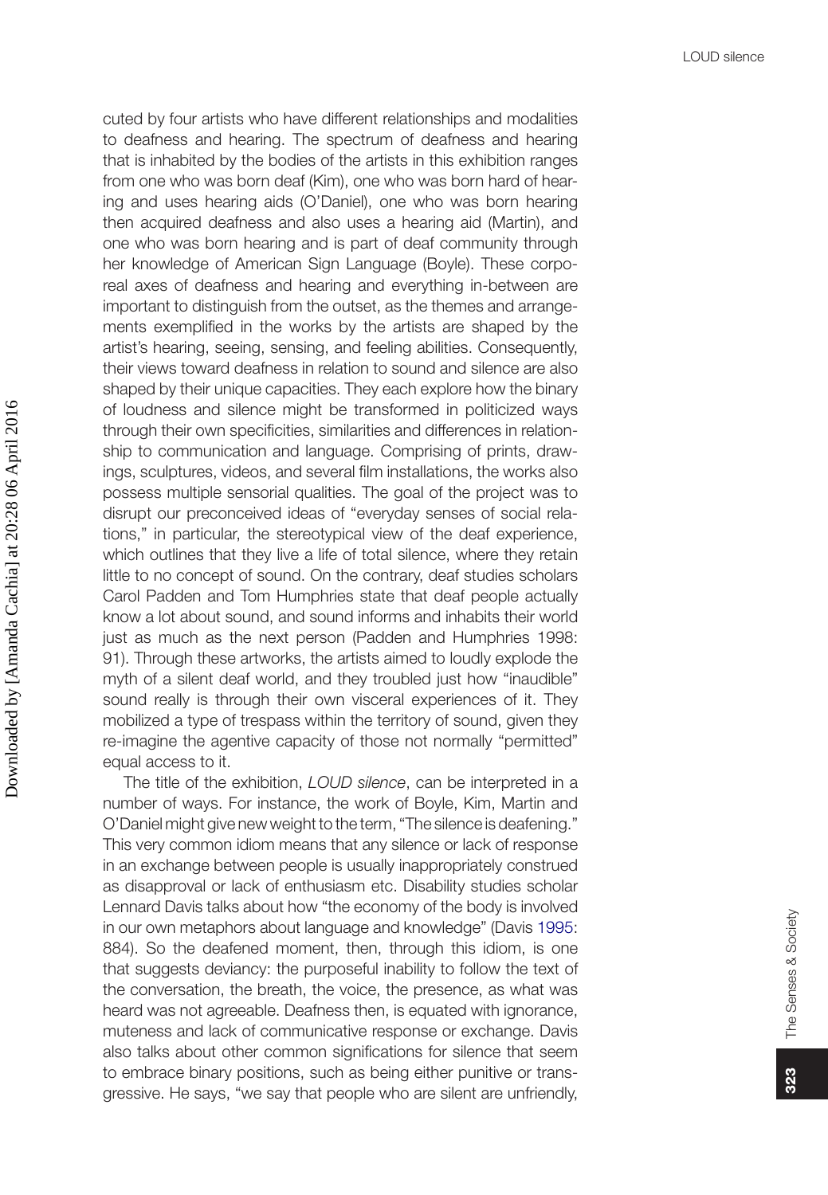cuted by four artists who have different relationships and modalities to deafness and hearing. The spectrum of deafness and hearing that is inhabited by the bodies of the artists in this exhibition ranges from one who was born deaf (Kim), one who was born hard of hearing and uses hearing aids (O'Daniel), one who was born hearing then acquired deafness and also uses a hearing aid (Martin), and one who was born hearing and is part of deaf community through her knowledge of American Sign Language (Boyle). These corporeal axes of deafness and hearing and everything in-between are important to distinguish from the outset, as the themes and arrangements exemplified in the works by the artists are shaped by the artist's hearing, seeing, sensing, and feeling abilities. Consequently, their views toward deafness in relation to sound and silence are also shaped by their unique capacities. They each explore how the binary of loudness and silence might be transformed in politicized ways through their own specificities, similarities and differences in relationship to communication and language. Comprising of prints, drawings, sculptures, videos, and several film installations, the works also possess multiple sensorial qualities. The goal of the project was to disrupt our preconceived ideas of "everyday senses of social relations," in particular, the stereotypical view of the deaf experience, which outlines that they live a life of total silence, where they retain little to no concept of sound. On the contrary, deaf studies scholars Carol Padden and Tom Humphries state that deaf people actually know a lot about sound, and sound informs and inhabits their world just as much as the next person (Padden and Humphries 1998: 91). Through these artworks, the artists aimed to loudly explode the myth of a silent deaf world, and they troubled just how "inaudible" sound really is through their own visceral experiences of it. They mobilized a type of trespass within the territory of sound, given they re-imagine the agentive capacity of those not normally "permitted" equal access to it.

The title of the exhibition, *LOUD silence*, can be interpreted in a number of ways. For instance, the work of Boyle, Kim, Martin and O'Daniel might give new weight to the term, "The silence is deafening." This very common idiom means that any silence or lack of response in an exchange between people is usually inappropriately construed as disapproval or lack of enthusiasm etc. Disability studies scholar Lennard Davis talks about how "the economy of the body is involved in our own metaphors about language and knowledge" (Davis 1995: 884). So the deafened moment, then, through this idiom, is one that suggests deviancy: the purposeful inability to follow the text of the conversation, the breath, the voice, the presence, as what was heard was not agreeable. Deafness then, is equated with ignorance, muteness and lack of communicative response or exchange. Davis also talks about other common significations for silence that seem to embrace binary positions, such as being either punitive or transgressive. He says, "we say that people who are silent are unfriendly,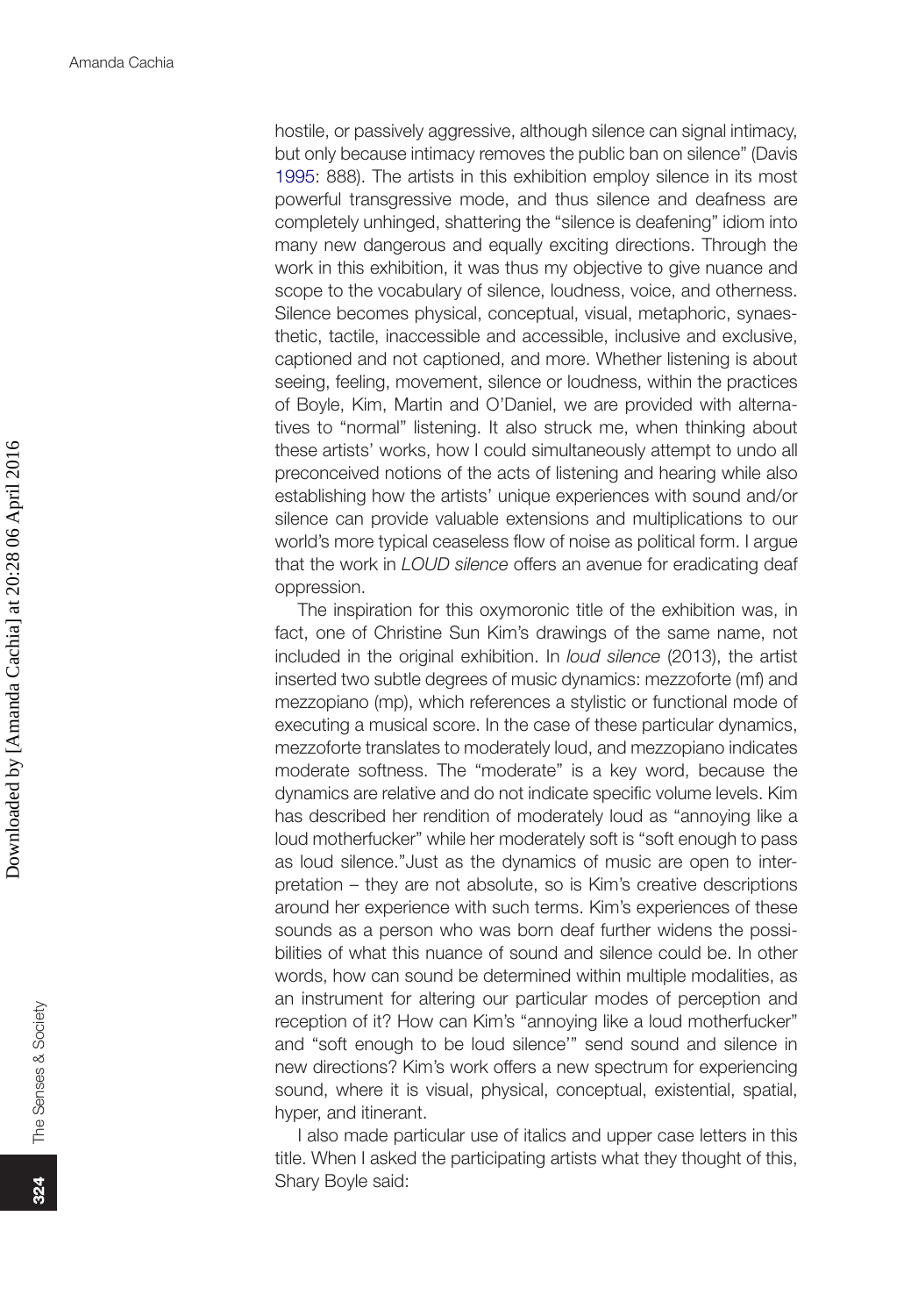hostile, or passively aggressive, although silence can signal intimacy, but only because intimacy removes the public ban on silence" (Davis 1995: 888). The artists in this exhibition employ silence in its most powerful transgressive mode, and thus silence and deafness are completely unhinged, shattering the "silence is deafening" idiom into many new dangerous and equally exciting directions. Through the work in this exhibition, it was thus my objective to give nuance and scope to the vocabulary of silence, loudness, voice, and otherness. Silence becomes physical, conceptual, visual, metaphoric, synaesthetic, tactile, inaccessible and accessible, inclusive and exclusive, captioned and not captioned, and more. Whether listening is about seeing, feeling, movement, silence or loudness, within the practices of Boyle, Kim, Martin and O'Daniel, we are provided with alternatives to "normal" listening. It also struck me, when thinking about these artists' works, how I could simultaneously attempt to undo all preconceived notions of the acts of listening and hearing while also establishing how the artists' unique experiences with sound and/or silence can provide valuable extensions and multiplications to our world's more typical ceaseless flow of noise as political form. I argue that the work in *LOUD silence* offers an avenue for eradicating deaf oppression.

The inspiration for this oxymoronic title of the exhibition was, in fact, one of Christine Sun Kim's drawings of the same name, not included in the original exhibition. In *loud silence* (2013), the artist inserted two subtle degrees of music dynamics: mezzoforte (mf) and mezzopiano (mp), which references a stylistic or functional mode of executing a musical score. In the case of these particular dynamics, mezzoforte translates to moderately loud, and mezzopiano indicates moderate softness. The "moderate" is a key word, because the dynamics are relative and do not indicate specific volume levels. Kim has described her rendition of moderately loud as "annoying like a loud motherfucker" while her moderately soft is "soft enough to pass as loud silence."Just as the dynamics of music are open to interpretation – they are not absolute, so is Kim's creative descriptions around her experience with such terms. Kim's experiences of these sounds as a person who was born deaf further widens the possibilities of what this nuance of sound and silence could be. In other words, how can sound be determined within multiple modalities, as an instrument for altering our particular modes of perception and reception of it? How can Kim's "annoying like a loud motherfucker" and "soft enough to be loud silence'" send sound and silence in new directions? Kim's work offers a new spectrum for experiencing sound, where it is visual, physical, conceptual, existential, spatial, hyper, and itinerant.

I also made particular use of italics and upper case letters in this title. When I asked the participating artists what they thought of this, Shary Boyle said: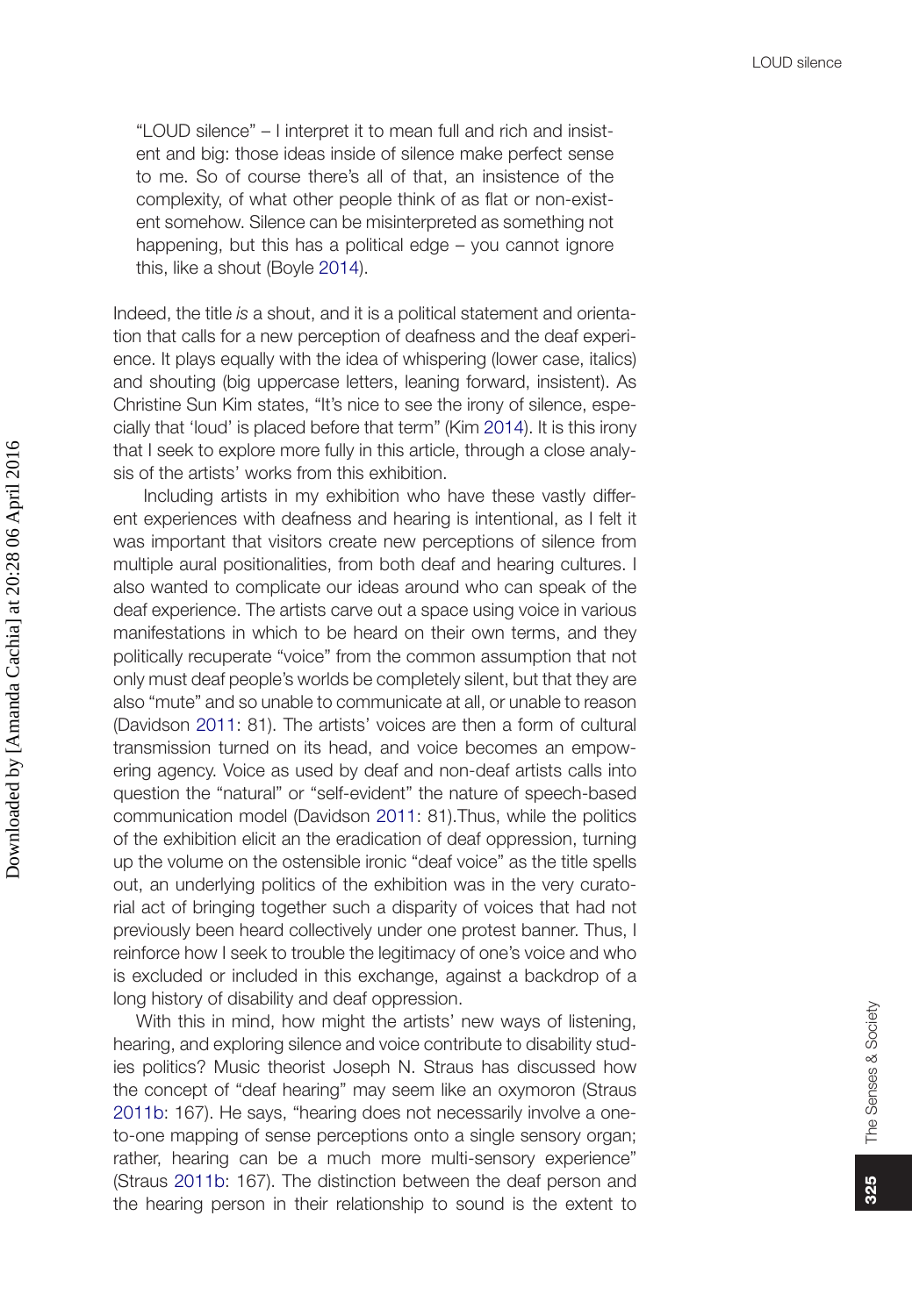> "LOUD silence" – I interpret it to mean full and rich and insistent and big: those ideas inside of silence make perfect sense to me. So of course there's all of that, an insistence of the complexity, of what other people think of as flat or non-existent somehow. Silence can be misinterpreted as something not happening, but this has a political edge – you cannot ignore this, like a shout (Boyle 2014).

Indeed, the title *is* a shout, and it is a political statement and orientation that calls for a new perception of deafness and the deaf experience. It plays equally with the idea of whispering (lower case, italics) and shouting (big uppercase letters, leaning forward, insistent). As Christine Sun Kim states, "It's nice to see the irony of silence, especially that 'loud' is placed before that term" (Kim 2014). It is this irony that I seek to explore more fully in this article, through a close analysis of the artists' works from this exhibition.

Including artists in my exhibition who have these vastly different experiences with deafness and hearing is intentional, as I felt it was important that visitors create new perceptions of silence from multiple aural positionalities, from both deaf and hearing cultures. I also wanted to complicate our ideas around who can speak of the deaf experience. The artists carve out a space using voice in various manifestations in which to be heard on their own terms, and they politically recuperate "voice" from the common assumption that not only must deaf people's worlds be completely silent, but that they are also "mute" and so unable to communicate at all, or unable to reason (Davidson 2011: 81). The artists' voices are then a form of cultural transmission turned on its head, and voice becomes an empowering agency. Voice as used by deaf and non-deaf artists calls into question the "natural" or "self-evident" the nature of speech-based communication model (Davidson 2011: 81).Thus, while the politics of the exhibition elicit an the eradication of deaf oppression, turning up the volume on the ostensible ironic "deaf voice" as the title spells out, an underlying politics of the exhibition was in the very curatorial act of bringing together such a disparity of voices that had not previously been heard collectively under one protest banner. Thus, I reinforce how I seek to trouble the legitimacy of one's voice and who is excluded or included in this exchange, against a backdrop of a long history of disability and deaf oppression.

With this in mind, how might the artists' new ways of listening, hearing, and exploring silence and voice contribute to disability studies politics? Music theorist Joseph N. Straus has discussed how the concept of "deaf hearing" may seem like an oxymoron (Straus 2011b: 167). He says, "hearing does not necessarily involve a one-to-one mapping of sense perceptions onto a single sensory organ; rather, hearing can be a much more multi-sensory experience" (Straus 2011b: 167). The distinction between the deaf person and the hearing person in their relationship to sound is the extent to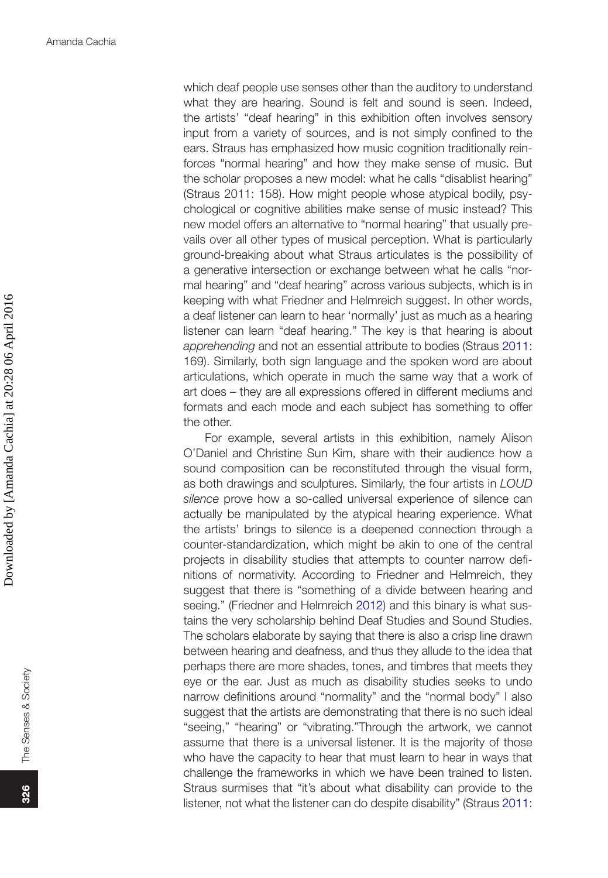which deaf people use senses other than the auditory to understand what they are hearing. Sound is felt and sound is seen. Indeed, the artists' "deaf hearing" in this exhibition often involves sensory input from a variety of sources, and is not simply confined to the ears. Straus has emphasized how music cognition traditionally reinforces "normal hearing" and how they make sense of music. But the scholar proposes a new model: what he calls "disablist hearing" (Straus 2011: 158). How might people whose atypical bodily, psychological or cognitive abilities make sense of music instead? This new model offers an alternative to "normal hearing" that usually prevails over all other types of musical perception. What is particularly ground-breaking about what Straus articulates is the possibility of a generative intersection or exchange between what he calls "normal hearing" and "deaf hearing" across various subjects, which is in keeping with what Friedner and Helmreich suggest. In other words, a deaf listener can learn to hear 'normally' just as much as a hearing listener can learn "deaf hearing." The key is that hearing is about *apprehending* and not an essential attribute to bodies (Straus 2011: 169). Similarly, both sign language and the spoken word are about articulations, which operate in much the same way that a work of art does – they are all expressions offered in different mediums and formats and each mode and each subject has something to offer the other.

For example, several artists in this exhibition, namely Alison O'Daniel and Christine Sun Kim, share with their audience how a sound composition can be reconstituted through the visual form, as both drawings and sculptures. Similarly, the four artists in *LOUD silence* prove how a so-called universal experience of silence can actually be manipulated by the atypical hearing experience. What the artists' brings to silence is a deepened connection through a counter-standardization, which might be akin to one of the central projects in disability studies that attempts to counter narrow definitions of normativity. According to Friedner and Helmreich, they suggest that there is "something of a divide between hearing and seeing." (Friedner and Helmreich 2012) and this binary is what sustains the very scholarship behind Deaf Studies and Sound Studies. The scholars elaborate by saying that there is also a crisp line drawn between hearing and deafness, and thus they allude to the idea that perhaps there are more shades, tones, and timbres that meets they eye or the ear. Just as much as disability studies seeks to undo narrow definitions around "normality" and the "normal body" I also suggest that the artists are demonstrating that there is no such ideal "seeing," "hearing" or "vibrating."Through the artwork, we cannot assume that there is a universal listener. It is the majority of those who have the capacity to hear that must learn to hear in ways that challenge the frameworks in which we have been trained to listen. Straus surmises that "it's about what disability can provide to the listener, not what the listener can do despite disability" (Straus 2011: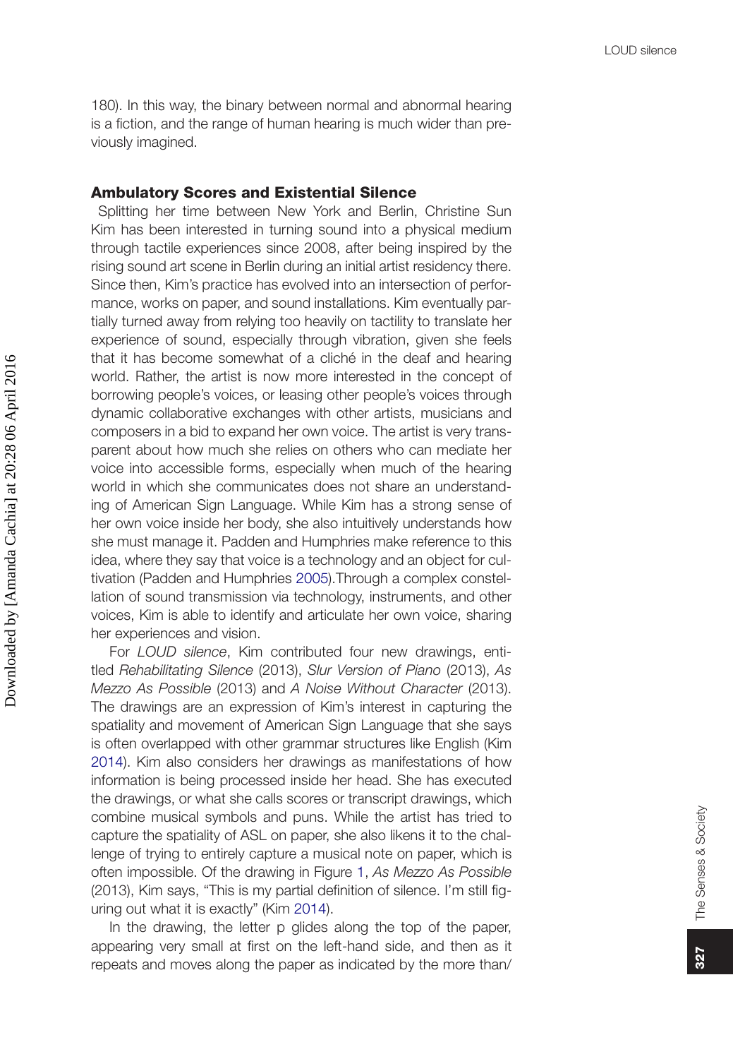180). In this way, the binary between normal and abnormal hearing is a fiction, and the range of human hearing is much wider than previously imagined.

## Ambulatory Scores and Existential Silence

Splitting her time between New York and Berlin, Christine Sun Kim has been interested in turning sound into a physical medium through tactile experiences since 2008, after being inspired by the rising sound art scene in Berlin during an initial artist residency there. Since then, Kim's practice has evolved into an intersection of performance, works on paper, and sound installations. Kim eventually partially turned away from relying too heavily on tactility to translate her experience of sound, especially through vibration, given she feels that it has become somewhat of a cliché in the deaf and hearing world. Rather, the artist is now more interested in the concept of borrowing people's voices, or leasing other people's voices through dynamic collaborative exchanges with other artists, musicians and composers in a bid to expand her own voice. The artist is very transparent about how much she relies on others who can mediate her voice into accessible forms, especially when much of the hearing world in which she communicates does not share an understanding of American Sign Language. While Kim has a strong sense of her own voice inside her body, she also intuitively understands how she must manage it. Padden and Humphries make reference to this idea, where they say that voice is a technology and an object for cultivation (Padden and Humphries 2005).Through a complex constellation of sound transmission via technology, instruments, and other voices, Kim is able to identify and articulate her own voice, sharing her experiences and vision.

For *LOUD silence*, Kim contributed four new drawings, entitled *Rehabilitating Silence* (2013), *Slur Version of Piano* (2013), *As Mezzo As Possible* (2013) and *A Noise Without Character* (2013). The drawings are an expression of Kim's interest in capturing the spatiality and movement of American Sign Language that she says is often overlapped with other grammar structures like English (Kim 2014). Kim also considers her drawings as manifestations of how information is being processed inside her head. She has executed the drawings, or what she calls scores or transcript drawings, which combine musical symbols and puns. While the artist has tried to capture the spatiality of ASL on paper, she also likens it to the challenge of trying to entirely capture a musical note on paper, which is often impossible. Of the drawing in Figure 1, *As Mezzo As Possible* (2013), Kim says, "This is my partial definition of silence. I'm still figuring out what it is exactly" (Kim 2014).

In the drawing, the letter p glides along the top of the paper, appearing very small at first on the left-hand side, and then as it repeats and moves along the paper as indicated by the more than/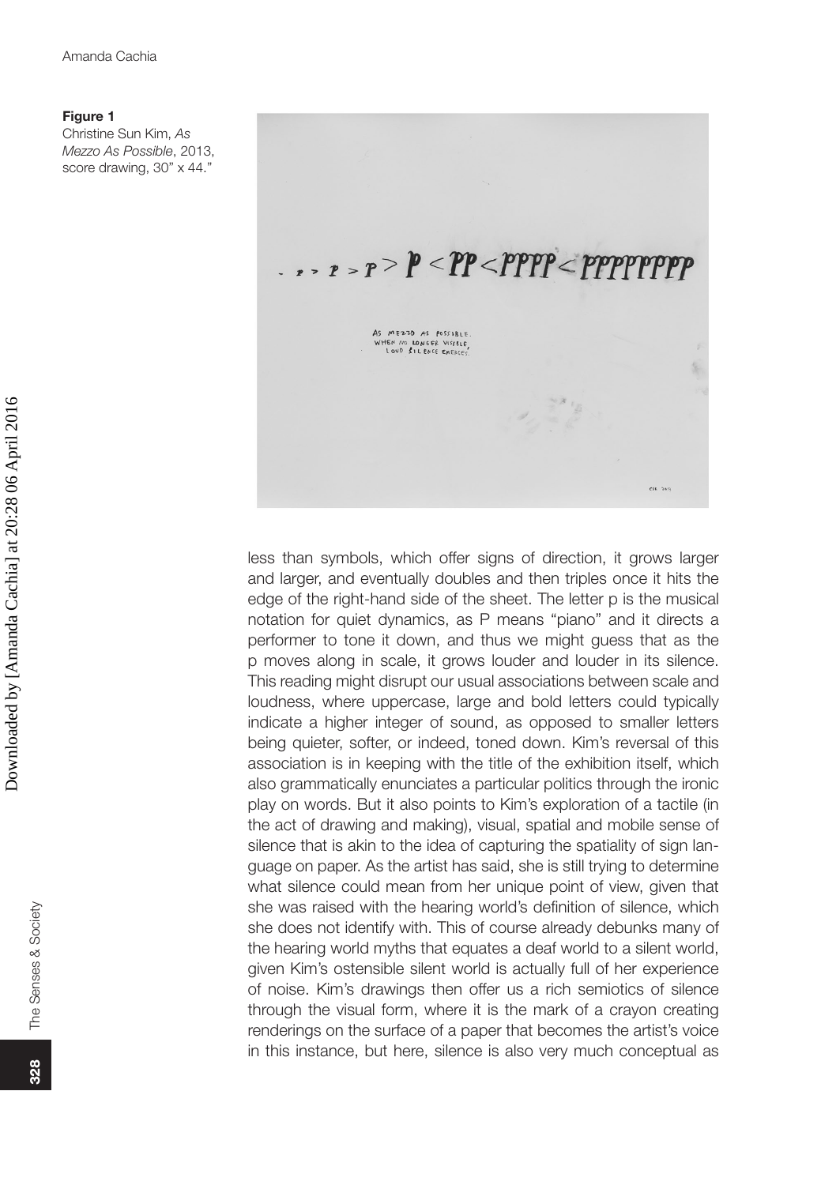**Figure 1**
Christine Sun Kim, *As Mezzo As Possible*, 2013, score drawing, 30" x 44."

less than symbols, which offer signs of direction, it grows larger and larger, and eventually doubles and then triples once it hits the edge of the right-hand side of the sheet. The letter p is the musical notation for quiet dynamics, as P means "piano" and it directs a performer to tone it down, and thus we might guess that as the p moves along in scale, it grows louder and louder in its silence. This reading might disrupt our usual associations between scale and loudness, where uppercase, large and bold letters could typically indicate a higher integer of sound, as opposed to smaller letters being quieter, softer, or indeed, toned down. Kim's reversal of this association is in keeping with the title of the exhibition itself, which also grammatically enunciates a particular politics through the ironic play on words. But it also points to Kim's exploration of a tactile (in the act of drawing and making), visual, spatial and mobile sense of silence that is akin to the idea of capturing the spatiality of sign language on paper. As the artist has said, she is still trying to determine what silence could mean from her unique point of view, given that she was raised with the hearing world's definition of silence, which she does not identify with. This of course already debunks many of the hearing world myths that equates a deaf world to a silent world, given Kim's ostensible silent world is actually full of her experience of noise. Kim's drawings then offer us a rich semiotics of silence through the visual form, where it is the mark of a crayon creating renderings on the surface of a paper that becomes the artist's voice in this instance, but here, silence is also very much conceptual as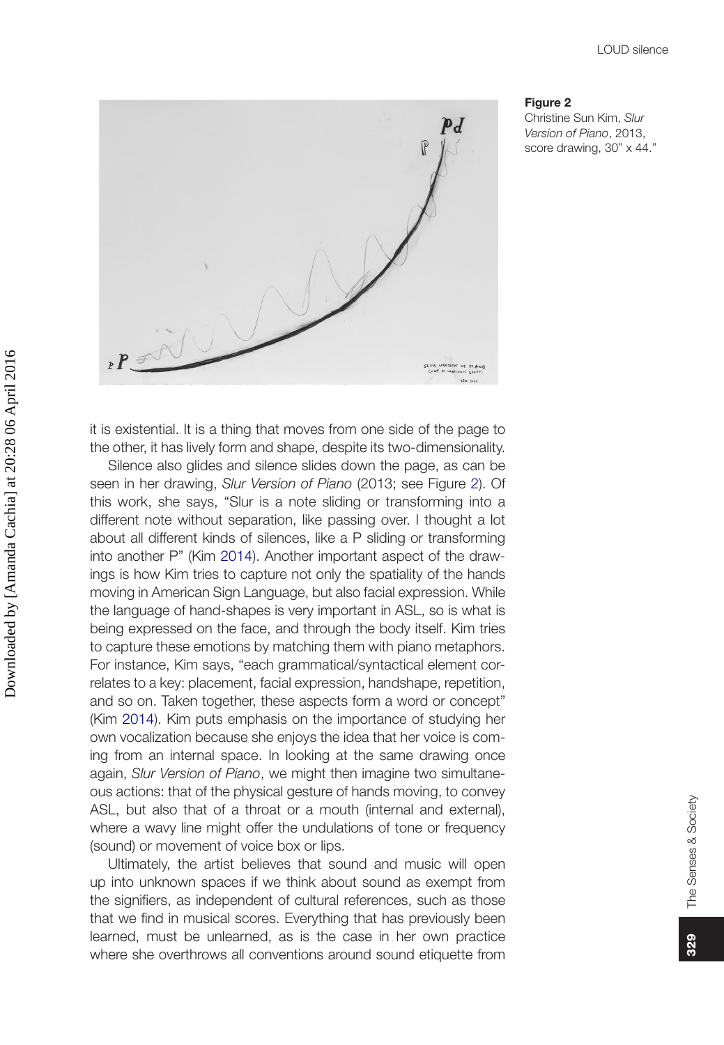**Figure 2**
Christine Sun Kim, *Slur Version of Piano*, 2013, score drawing, 30" x 44."

it is existential. It is a thing that moves from one side of the page to the other, it has lively form and shape, despite its two-dimensionality.

Silence also glides and silence slides down the page, as can be seen in her drawing, *Slur Version of Piano* (2013; see Figure 2). Of this work, she says, "Slur is a note sliding or transforming into a different note without separation, like passing over. I thought a lot about all different kinds of silences, like a P sliding or transforming into another P" (Kim 2014). Another important aspect of the drawings is how Kim tries to capture not only the spatiality of the hands moving in American Sign Language, but also facial expression. While the language of hand-shapes is very important in ASL, so is what is being expressed on the face, and through the body itself. Kim tries to capture these emotions by matching them with piano metaphors. For instance, Kim says, "each grammatical/syntactical element correlates to a key: placement, facial expression, handshape, repetition, and so on. Taken together, these aspects form a word or concept" (Kim 2014). Kim puts emphasis on the importance of studying her own vocalization because she enjoys the idea that her voice is coming from an internal space. In looking at the same drawing once again, *Slur Version of Piano*, we might then imagine two simultaneous actions: that of the physical gesture of hands moving, to convey ASL, but also that of a throat or a mouth (internal and external), where a wavy line might offer the undulations of tone or frequency (sound) or movement of voice box or lips.

Ultimately, the artist believes that sound and music will open up into unknown spaces if we think about sound as exempt from the signifiers, as independent of cultural references, such as those that we find in musical scores. Everything that has previously been learned, must be unlearned, as is the case in her own practice where she overthrows all conventions around sound etiquette from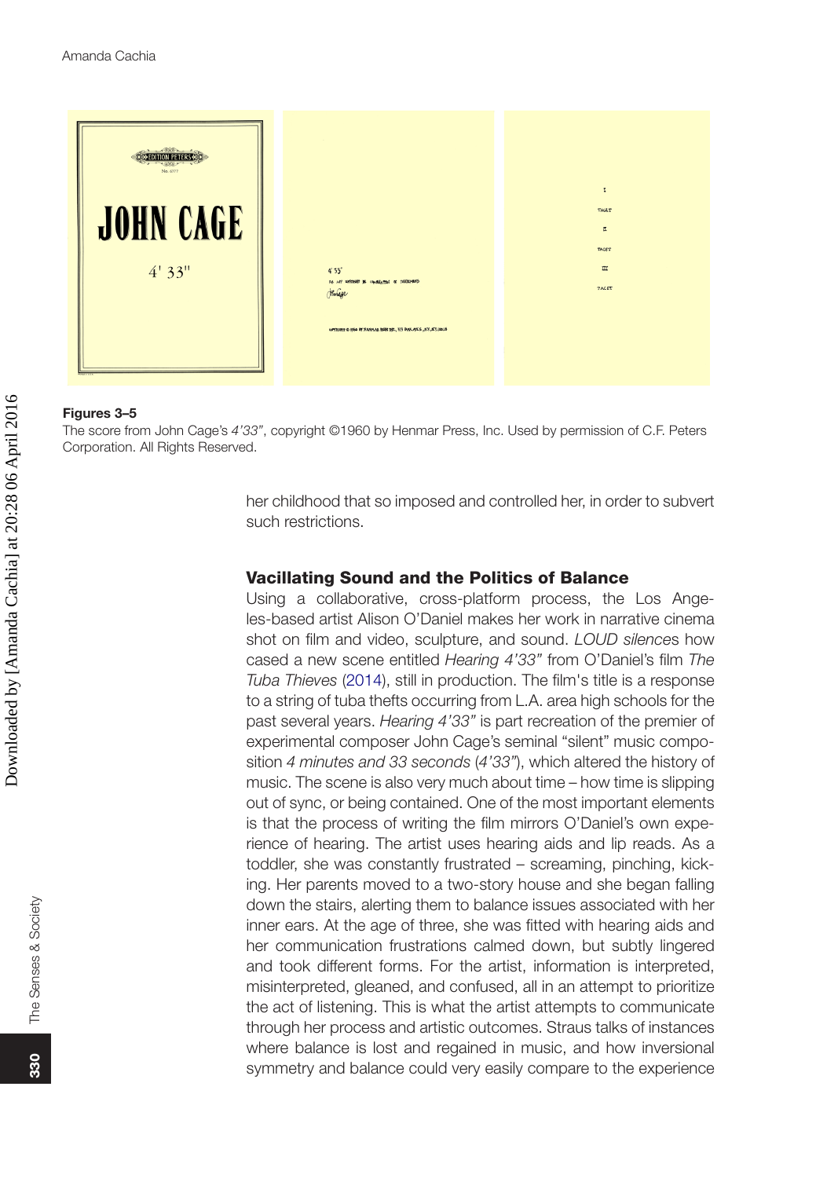**Figures 3–5**
The score from John Cage's *4'33"*, copyright ©1960 by Henmar Press, Inc. Used by permission of C.F. Peters Corporation. All Rights Reserved.

her childhood that so imposed and controlled her, in order to subvert such restrictions.

## Vacillating Sound and the Politics of Balance

Using a collaborative, cross-platform process, the Los Angeles-based artist Alison O'Daniel makes her work in narrative cinema shot on film and video, sculpture, and sound. *LOUD silence*s how cased a new scene entitled *Hearing 4'33"* from O'Daniel's film *The Tuba Thieves* (2014), still in production. The film's title is a response to a string of tuba thefts occurring from L.A. area high schools for the past several years. *Hearing 4'33"* is part recreation of the premier of experimental composer John Cage's seminal "silent" music composition *4 minutes and 33 seconds* (*4'33"*), which altered the history of music. The scene is also very much about time – how time is slipping out of sync, or being contained. One of the most important elements is that the process of writing the film mirrors O'Daniel's own experience of hearing. The artist uses hearing aids and lip reads. As a toddler, she was constantly frustrated – screaming, pinching, kicking. Her parents moved to a two-story house and she began falling down the stairs, alerting them to balance issues associated with her inner ears. At the age of three, she was fitted with hearing aids and her communication frustrations calmed down, but subtly lingered and took different forms. For the artist, information is interpreted, misinterpreted, gleaned, and confused, all in an attempt to prioritize the act of listening. This is what the artist attempts to communicate through her process and artistic outcomes. Straus talks of instances where balance is lost and regained in music, and how inversional symmetry and balance could very easily compare to the experience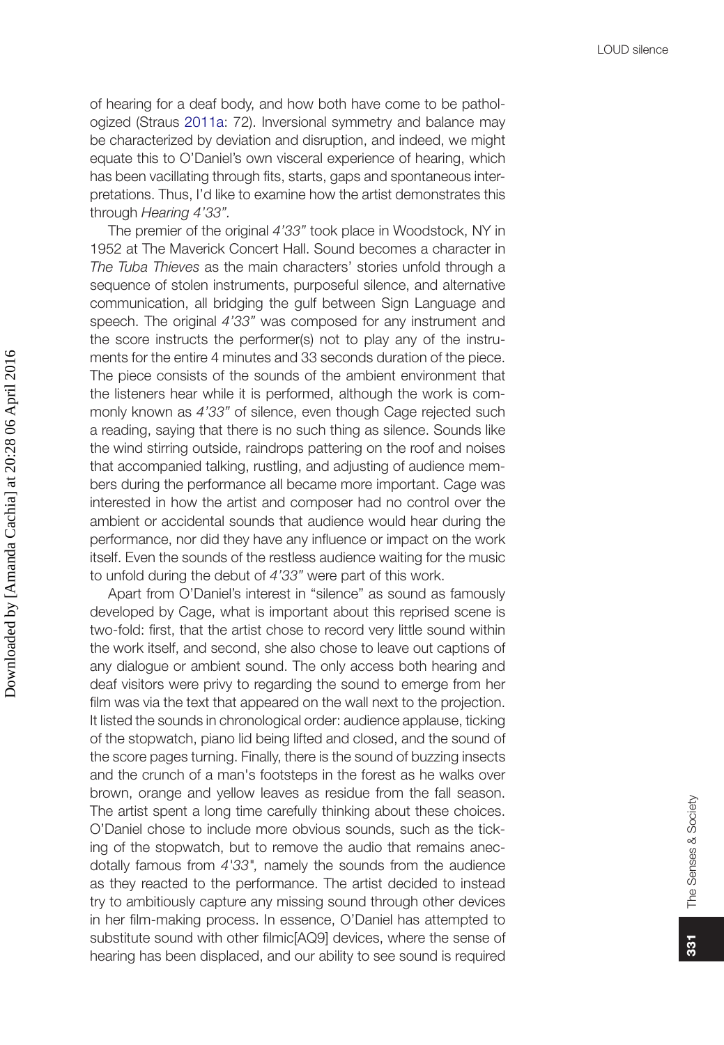of hearing for a deaf body, and how both have come to be pathologized (Straus 2011a: 72). Inversional symmetry and balance may be characterized by deviation and disruption, and indeed, we might equate this to O'Daniel's own visceral experience of hearing, which has been vacillating through fits, starts, gaps and spontaneous interpretations. Thus, I'd like to examine how the artist demonstrates this through *Hearing 4'33"*.

The premier of the original *4'33"* took place in Woodstock, NY in 1952 at The Maverick Concert Hall. Sound becomes a character in *The Tuba Thieves* as the main characters' stories unfold through a sequence of stolen instruments, purposeful silence, and alternative communication, all bridging the gulf between Sign Language and speech. The original *4'33"* was composed for any instrument and the score instructs the performer(s) not to play any of the instruments for the entire 4 minutes and 33 seconds duration of the piece. The piece consists of the sounds of the ambient environment that the listeners hear while it is performed, although the work is commonly known as *4'33"* of silence, even though Cage rejected such a reading, saying that there is no such thing as silence. Sounds like the wind stirring outside, raindrops pattering on the roof and noises that accompanied talking, rustling, and adjusting of audience members during the performance all became more important. Cage was interested in how the artist and composer had no control over the ambient or accidental sounds that audience would hear during the performance, nor did they have any influence or impact on the work itself. Even the sounds of the restless audience waiting for the music to unfold during the debut of *4'33"* were part of this work.

Apart from O'Daniel's interest in "silence" as sound as famously developed by Cage, what is important about this reprised scene is two-fold: first, that the artist chose to record very little sound within the work itself, and second, she also chose to leave out captions of any dialogue or ambient sound. The only access both hearing and deaf visitors were privy to regarding the sound to emerge from her film was via the text that appeared on the wall next to the projection. It listed the sounds in chronological order: audience applause, ticking of the stopwatch, piano lid being lifted and closed, and the sound of the score pages turning. Finally, there is the sound of buzzing insects and the crunch of a man's footsteps in the forest as he walks over brown, orange and yellow leaves as residue from the fall season. The artist spent a long time carefully thinking about these choices. O'Daniel chose to include more obvious sounds, such as the ticking of the stopwatch, but to remove the audio that remains anecdotally famous from *4'33"*, namely the sounds from the audience as they reacted to the performance. The artist decided to instead try to ambitiously capture any missing sound through other devices in her film-making process. In essence, O'Daniel has attempted to substitute sound with other filmic[AQ9] devices, where the sense of hearing has been displaced, and our ability to see sound is required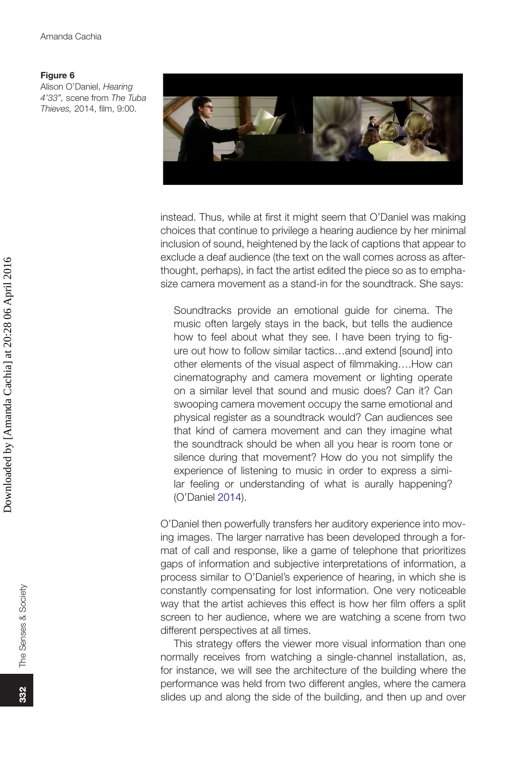**Figure 6**
Alison O'Daniel, *Hearing 4'33",* scene from *The Tuba Thieves,* 2014, film, 9:00.

instead. Thus, while at first it might seem that O'Daniel was making choices that continue to privilege a hearing audience by her minimal inclusion of sound, heightened by the lack of captions that appear to exclude a deaf audience (the text on the wall comes across as afterthought, perhaps), in fact the artist edited the piece so as to emphasize camera movement as a stand-in for the soundtrack. She says:

> Soundtracks provide an emotional guide for cinema. The music often largely stays in the back, but tells the audience how to feel about what they see. I have been trying to figure out how to follow similar tactics…and extend [sound] into other elements of the visual aspect of filmmaking….How can cinematography and camera movement or lighting operate on a similar level that sound and music does? Can it? Can swooping camera movement occupy the same emotional and physical register as a soundtrack would? Can audiences see that kind of camera movement and can they imagine what the soundtrack should be when all you hear is room tone or silence during that movement? How do you not simplify the experience of listening to music in order to express a similar feeling or understanding of what is aurally happening? (O'Daniel 2014).

O'Daniel then powerfully transfers her auditory experience into moving images. The larger narrative has been developed through a format of call and response, like a game of telephone that prioritizes gaps of information and subjective interpretations of information, a process similar to O'Daniel's experience of hearing, in which she is constantly compensating for lost information. One very noticeable way that the artist achieves this effect is how her film offers a split screen to her audience, where we are watching a scene from two different perspectives at all times.

This strategy offers the viewer more visual information than one normally receives from watching a single-channel installation, as, for instance, we will see the architecture of the building where the performance was held from two different angles, where the camera slides up and along the side of the building, and then up and over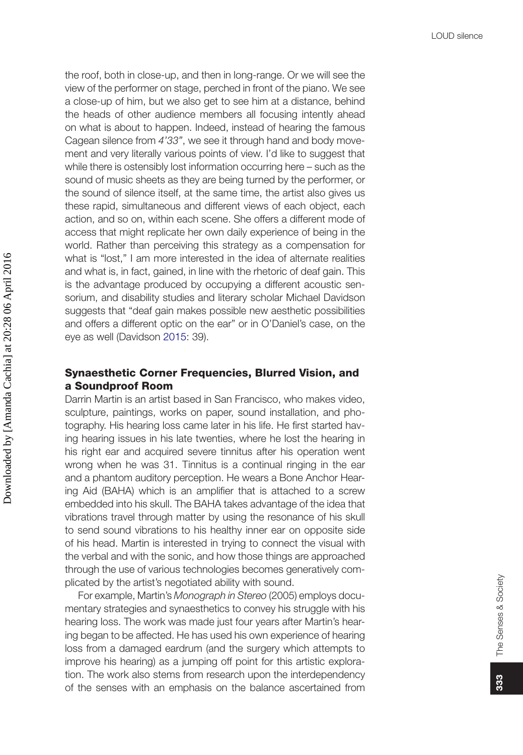the roof, both in close-up, and then in long-range. Or we will see the view of the performer on stage, perched in front of the piano. We see a close-up of him, but we also get to see him at a distance, behind the heads of other audience members all focusing intently ahead on what is about to happen. Indeed, instead of hearing the famous Cagean silence from *4'33"*, we see it through hand and body movement and very literally various points of view. I'd like to suggest that while there is ostensibly lost information occurring here – such as the sound of music sheets as they are being turned by the performer, or the sound of silence itself, at the same time, the artist also gives us these rapid, simultaneous and different views of each object, each action, and so on, within each scene. She offers a different mode of access that might replicate her own daily experience of being in the world. Rather than perceiving this strategy as a compensation for what is "lost," I am more interested in the idea of alternate realities and what is, in fact, gained, in line with the rhetoric of deaf gain. This is the advantage produced by occupying a different acoustic sensorium, and disability studies and literary scholar Michael Davidson suggests that "deaf gain makes possible new aesthetic possibilities and offers a different optic on the ear" or in O'Daniel's case, on the eye as well (Davidson 2015: 39).

## Synaesthetic Corner Frequencies, Blurred Vision, and a Soundproof Room

Darrin Martin is an artist based in San Francisco, who makes video, sculpture, paintings, works on paper, sound installation, and photography. His hearing loss came later in his life. He first started having hearing issues in his late twenties, where he lost the hearing in his right ear and acquired severe tinnitus after his operation went wrong when he was 31. Tinnitus is a continual ringing in the ear and a phantom auditory perception. He wears a Bone Anchor Hearing Aid (BAHA) which is an amplifier that is attached to a screw embedded into his skull. The BAHA takes advantage of the idea that vibrations travel through matter by using the resonance of his skull to send sound vibrations to his healthy inner ear on opposite side of his head. Martin is interested in trying to connect the visual with the verbal and with the sonic, and how those things are approached through the use of various technologies becomes generatively complicated by the artist's negotiated ability with sound.

For example, Martin's *Monograph in Stereo* (2005) employs documentary strategies and synaesthetics to convey his struggle with his hearing loss. The work was made just four years after Martin's hearing began to be affected. He has used his own experience of hearing loss from a damaged eardrum (and the surgery which attempts to improve his hearing) as a jumping off point for this artistic exploration. The work also stems from research upon the interdependency of the senses with an emphasis on the balance ascertained from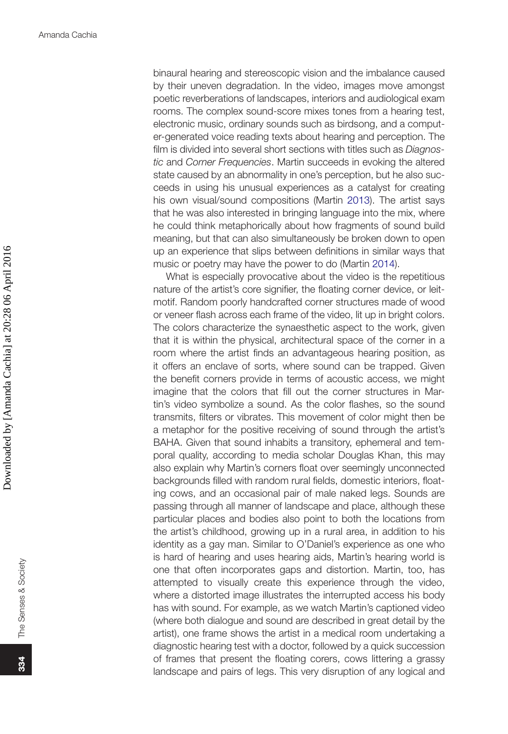binaural hearing and stereoscopic vision and the imbalance caused by their uneven degradation. In the video, images move amongst poetic reverberations of landscapes, interiors and audiological exam rooms. The complex sound-score mixes tones from a hearing test, electronic music, ordinary sounds such as birdsong, and a computer-generated voice reading texts about hearing and perception. The film is divided into several short sections with titles such as *Diagnostic* and *Corner Frequencies*. Martin succeeds in evoking the altered state caused by an abnormality in one's perception, but he also succeeds in using his unusual experiences as a catalyst for creating his own visual/sound compositions (Martin 2013). The artist says that he was also interested in bringing language into the mix, where he could think metaphorically about how fragments of sound build meaning, but that can also simultaneously be broken down to open up an experience that slips between definitions in similar ways that music or poetry may have the power to do (Martin 2014).

What is especially provocative about the video is the repetitious nature of the artist's core signifier, the floating corner device, or leitmotif. Random poorly handcrafted corner structures made of wood or veneer flash across each frame of the video, lit up in bright colors. The colors characterize the synaesthetic aspect to the work, given that it is within the physical, architectural space of the corner in a room where the artist finds an advantageous hearing position, as it offers an enclave of sorts, where sound can be trapped. Given the benefit corners provide in terms of acoustic access, we might imagine that the colors that fill out the corner structures in Martin's video symbolize a sound. As the color flashes, so the sound transmits, filters or vibrates. This movement of color might then be a metaphor for the positive receiving of sound through the artist's BAHA. Given that sound inhabits a transitory, ephemeral and temporal quality, according to media scholar Douglas Khan, this may also explain why Martin's corners float over seemingly unconnected backgrounds filled with random rural fields, domestic interiors, floating cows, and an occasional pair of male naked legs. Sounds are passing through all manner of landscape and place, although these particular places and bodies also point to both the locations from the artist's childhood, growing up in a rural area, in addition to his identity as a gay man. Similar to O'Daniel's experience as one who is hard of hearing and uses hearing aids, Martin's hearing world is one that often incorporates gaps and distortion. Martin, too, has attempted to visually create this experience through the video, where a distorted image illustrates the interrupted access his body has with sound. For example, as we watch Martin's captioned video (where both dialogue and sound are described in great detail by the artist), one frame shows the artist in a medical room undertaking a diagnostic hearing test with a doctor, followed by a quick succession of frames that present the floating corers, cows littering a grassy landscape and pairs of legs. This very disruption of any logical and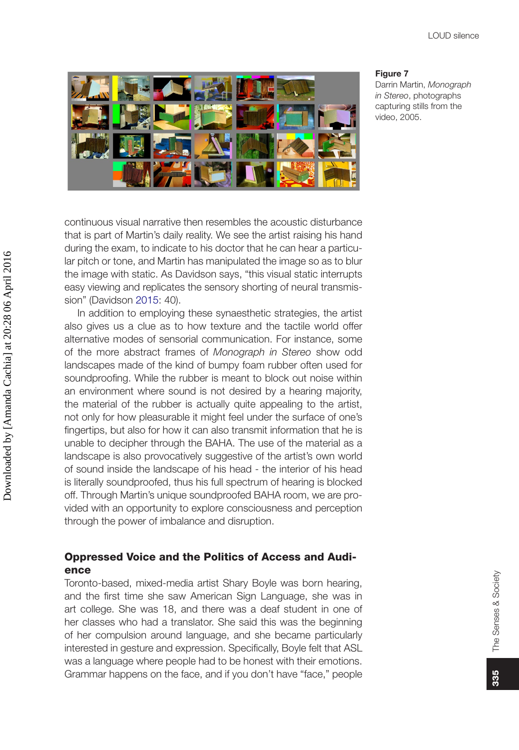**Figure 7**
Darrin Martin, *Monograph in Stereo*, photographs capturing stills from the video, 2005.

continuous visual narrative then resembles the acoustic disturbance that is part of Martin's daily reality. We see the artist raising his hand during the exam, to indicate to his doctor that he can hear a particular pitch or tone, and Martin has manipulated the image so as to blur the image with static. As Davidson says, "this visual static interrupts easy viewing and replicates the sensory shorting of neural transmission" (Davidson 2015: 40).

In addition to employing these synaesthetic strategies, the artist also gives us a clue as to how texture and the tactile world offer alternative modes of sensorial communication. For instance, some of the more abstract frames of *Monograph in Stereo* show odd landscapes made of the kind of bumpy foam rubber often used for soundproofing. While the rubber is meant to block out noise within an environment where sound is not desired by a hearing majority, the material of the rubber is actually quite appealing to the artist, not only for how pleasurable it might feel under the surface of one's fingertips, but also for how it can also transmit information that he is unable to decipher through the BAHA. The use of the material as a landscape is also provocatively suggestive of the artist's own world of sound inside the landscape of his head - the interior of his head is literally soundproofed, thus his full spectrum of hearing is blocked off. Through Martin's unique soundproofed BAHA room, we are provided with an opportunity to explore consciousness and perception through the power of imbalance and disruption.

## Oppressed Voice and the Politics of Access and Audience

Toronto-based, mixed-media artist Shary Boyle was born hearing, and the first time she saw American Sign Language, she was in art college. She was 18, and there was a deaf student in one of her classes who had a translator. She said this was the beginning of her compulsion around language, and she became particularly interested in gesture and expression. Specifically, Boyle felt that ASL was a language where people had to be honest with their emotions. Grammar happens on the face, and if you don't have "face," people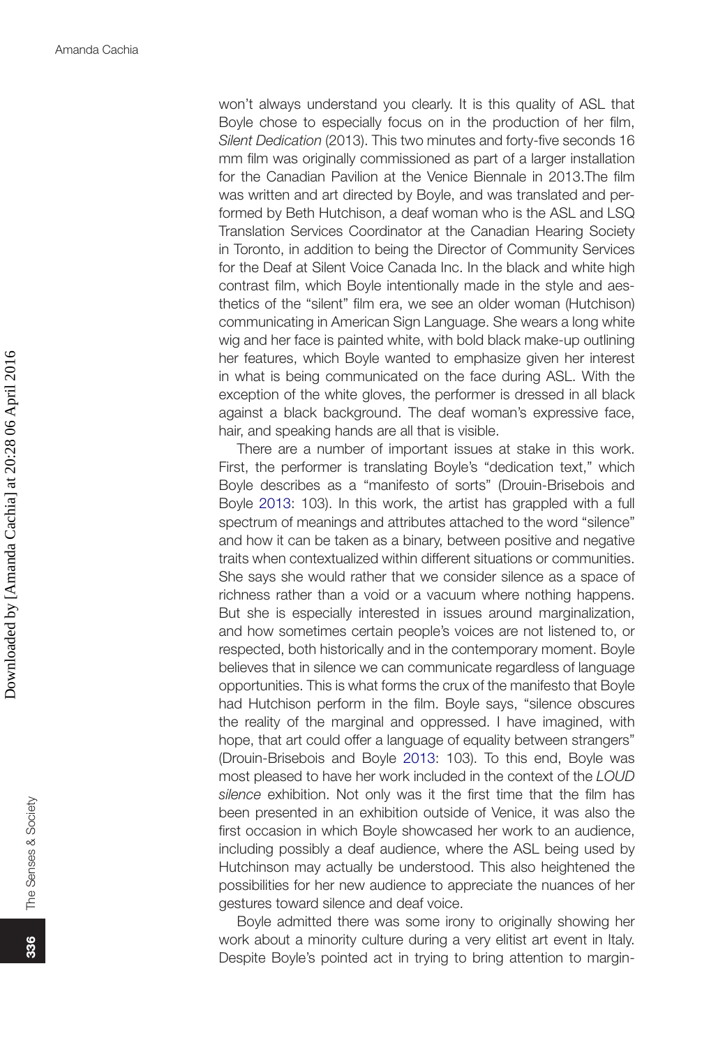won't always understand you clearly. It is this quality of ASL that Boyle chose to especially focus on in the production of her film, *Silent Dedication* (2013). This two minutes and forty-five seconds 16 mm film was originally commissioned as part of a larger installation for the Canadian Pavilion at the Venice Biennale in 2013.The film was written and art directed by Boyle, and was translated and performed by Beth Hutchison, a deaf woman who is the ASL and LSQ Translation Services Coordinator at the Canadian Hearing Society in Toronto, in addition to being the Director of Community Services for the Deaf at Silent Voice Canada Inc. In the black and white high contrast film, which Boyle intentionally made in the style and aesthetics of the "silent" film era, we see an older woman (Hutchison) communicating in American Sign Language. She wears a long white wig and her face is painted white, with bold black make-up outlining her features, which Boyle wanted to emphasize given her interest in what is being communicated on the face during ASL. With the exception of the white gloves, the performer is dressed in all black against a black background. The deaf woman's expressive face, hair, and speaking hands are all that is visible.

There are a number of important issues at stake in this work. First, the performer is translating Boyle's "dedication text," which Boyle describes as a "manifesto of sorts" (Drouin-Brisebois and Boyle 2013: 103). In this work, the artist has grappled with a full spectrum of meanings and attributes attached to the word "silence" and how it can be taken as a binary, between positive and negative traits when contextualized within different situations or communities. She says she would rather that we consider silence as a space of richness rather than a void or a vacuum where nothing happens. But she is especially interested in issues around marginalization, and how sometimes certain people's voices are not listened to, or respected, both historically and in the contemporary moment. Boyle believes that in silence we can communicate regardless of language opportunities. This is what forms the crux of the manifesto that Boyle had Hutchison perform in the film. Boyle says, "silence obscures the reality of the marginal and oppressed. I have imagined, with hope, that art could offer a language of equality between strangers" (Drouin-Brisebois and Boyle 2013: 103). To this end, Boyle was most pleased to have her work included in the context of the *LOUD silence* exhibition. Not only was it the first time that the film has been presented in an exhibition outside of Venice, it was also the first occasion in which Boyle showcased her work to an audience, including possibly a deaf audience, where the ASL being used by Hutchinson may actually be understood. This also heightened the possibilities for her new audience to appreciate the nuances of her gestures toward silence and deaf voice.

Boyle admitted there was some irony to originally showing her work about a minority culture during a very elitist art event in Italy. Despite Boyle's pointed act in trying to bring attention to margin-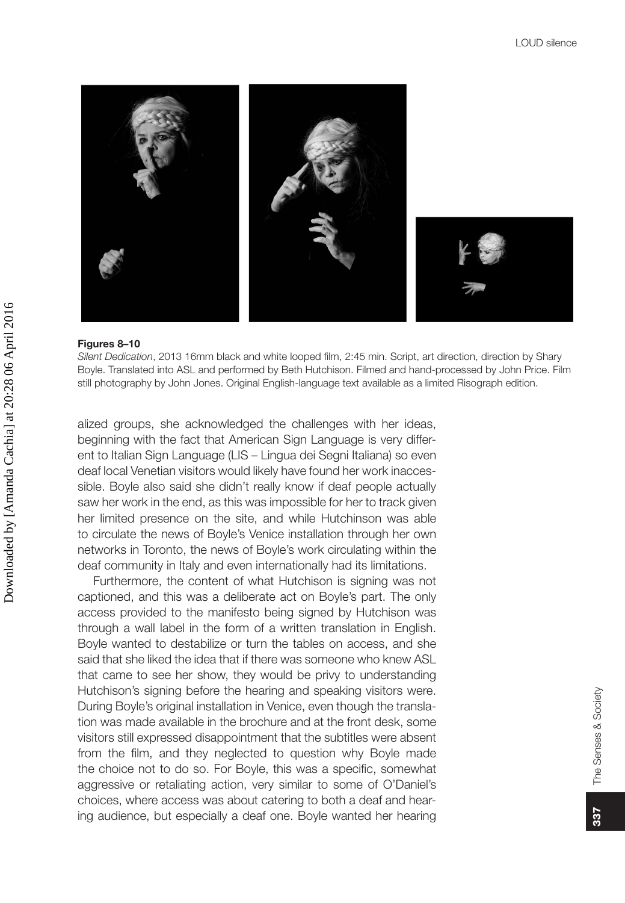**Figures 8–10**

*Silent Dedication*, 2013 16mm black and white looped film, 2:45 min. Script, art direction, direction by Shary Boyle. Translated into ASL and performed by Beth Hutchison. Filmed and hand-processed by John Price. Film still photography by John Jones. Original English-language text available as a limited Risograph edition.

alized groups, she acknowledged the challenges with her ideas, beginning with the fact that American Sign Language is very different to Italian Sign Language (LIS – Lingua dei Segni Italiana) so even deaf local Venetian visitors would likely have found her work inaccessible. Boyle also said she didn't really know if deaf people actually saw her work in the end, as this was impossible for her to track given her limited presence on the site, and while Hutchinson was able to circulate the news of Boyle's Venice installation through her own networks in Toronto, the news of Boyle's work circulating within the deaf community in Italy and even internationally had its limitations.

Furthermore, the content of what Hutchison is signing was not captioned, and this was a deliberate act on Boyle's part. The only access provided to the manifesto being signed by Hutchison was through a wall label in the form of a written translation in English. Boyle wanted to destabilize or turn the tables on access, and she said that she liked the idea that if there was someone who knew ASL that came to see her show, they would be privy to understanding Hutchison's signing before the hearing and speaking visitors were. During Boyle's original installation in Venice, even though the translation was made available in the brochure and at the front desk, some visitors still expressed disappointment that the subtitles were absent from the film, and they neglected to question why Boyle made the choice not to do so. For Boyle, this was a specific, somewhat aggressive or retaliating action, very similar to some of O'Daniel's choices, where access was about catering to both a deaf and hearing audience, but especially a deaf one. Boyle wanted her hearing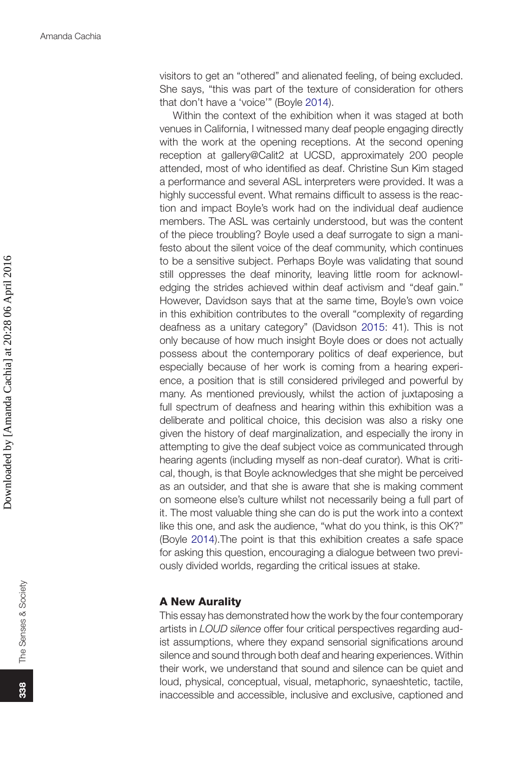visitors to get an "othered" and alienated feeling, of being excluded. She says, "this was part of the texture of consideration for others that don't have a 'voice'" (Boyle 2014).

Within the context of the exhibition when it was staged at both venues in California, I witnessed many deaf people engaging directly with the work at the opening receptions. At the second opening reception at gallery@Calit2 at UCSD, approximately 200 people attended, most of who identified as deaf. Christine Sun Kim staged a performance and several ASL interpreters were provided. It was a highly successful event. What remains difficult to assess is the reaction and impact Boyle's work had on the individual deaf audience members. The ASL was certainly understood, but was the content of the piece troubling? Boyle used a deaf surrogate to sign a manifesto about the silent voice of the deaf community, which continues to be a sensitive subject. Perhaps Boyle was validating that sound still oppresses the deaf minority, leaving little room for acknowledging the strides achieved within deaf activism and "deaf gain." However, Davidson says that at the same time, Boyle's own voice in this exhibition contributes to the overall "complexity of regarding deafness as a unitary category" (Davidson 2015: 41). This is not only because of how much insight Boyle does or does not actually possess about the contemporary politics of deaf experience, but especially because of her work is coming from a hearing experience, a position that is still considered privileged and powerful by many. As mentioned previously, whilst the action of juxtaposing a full spectrum of deafness and hearing within this exhibition was a deliberate and political choice, this decision was also a risky one given the history of deaf marginalization, and especially the irony in attempting to give the deaf subject voice as communicated through hearing agents (including myself as non-deaf curator). What is critical, though, is that Boyle acknowledges that she might be perceived as an outsider, and that she is aware that she is making comment on someone else's culture whilst not necessarily being a full part of it. The most valuable thing she can do is put the work into a context like this one, and ask the audience, "what do you think, is this OK?" (Boyle 2014).The point is that this exhibition creates a safe space for asking this question, encouraging a dialogue between two previously divided worlds, regarding the critical issues at stake.

## A New Aurality

This essay has demonstrated how the work by the four contemporary artists in *LOUD silence* offer four critical perspectives regarding audist assumptions, where they expand sensorial significations around silence and sound through both deaf and hearing experiences. Within their work, we understand that sound and silence can be quiet and loud, physical, conceptual, visual, metaphoric, synaeshtetic, tactile, inaccessible and accessible, inclusive and exclusive, captioned and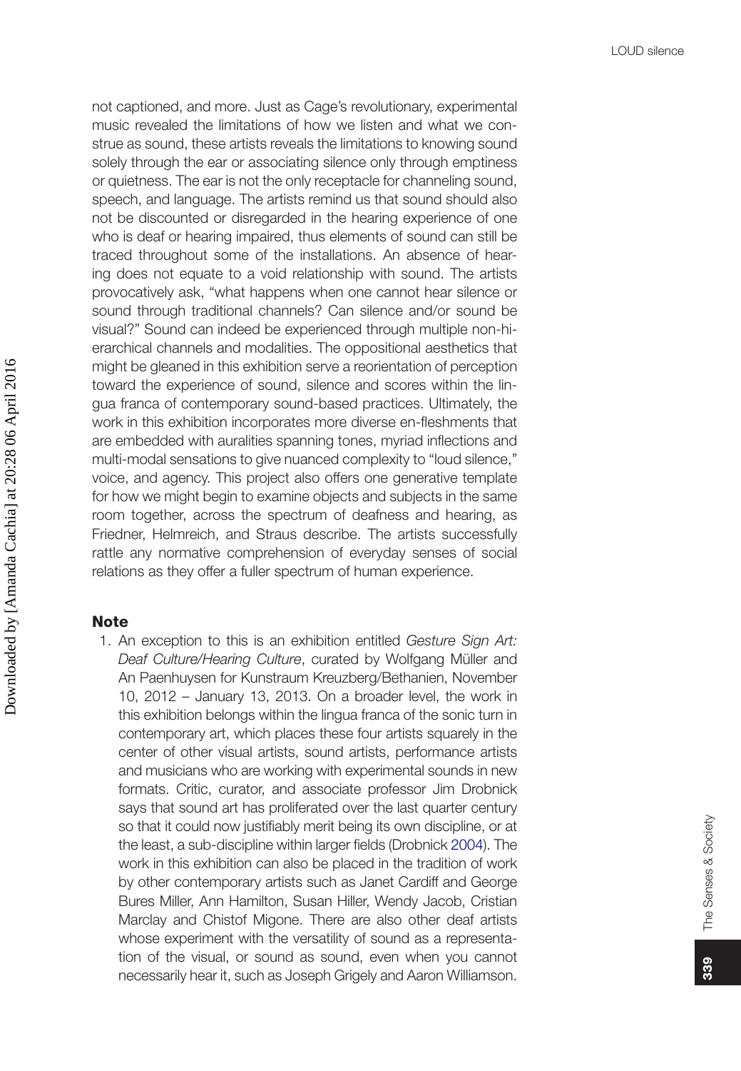not captioned, and more. Just as Cage's revolutionary, experimental music revealed the limitations of how we listen and what we construe as sound, these artists reveals the limitations to knowing sound solely through the ear or associating silence only through emptiness or quietness. The ear is not the only receptacle for channeling sound, speech, and language. The artists remind us that sound should also not be discounted or disregarded in the hearing experience of one who is deaf or hearing impaired, thus elements of sound can still be traced throughout some of the installations. An absence of hearing does not equate to a void relationship with sound. The artists provocatively ask, "what happens when one cannot hear silence or sound through traditional channels? Can silence and/or sound be visual?" Sound can indeed be experienced through multiple non-hierarchical channels and modalities. The oppositional aesthetics that might be gleaned in this exhibition serve a reorientation of perception toward the experience of sound, silence and scores within the lingua franca of contemporary sound-based practices. Ultimately, the work in this exhibition incorporates more diverse en-fleshments that are embedded with auralities spanning tones, myriad inflections and multi-modal sensations to give nuanced complexity to "loud silence," voice, and agency. This project also offers one generative template for how we might begin to examine objects and subjects in the same room together, across the spectrum of deafness and hearing, as Friedner, Helmreich, and Straus describe. The artists successfully rattle any normative comprehension of everyday senses of social relations as they offer a fuller spectrum of human experience.

## Note

1. An exception to this is an exhibition entitled *Gesture Sign Art: Deaf Culture/Hearing Culture*, curated by Wolfgang Müller and An Paenhuysen for Kunstraum Kreuzberg/Bethanien, November 10, 2012 – January 13, 2013. On a broader level, the work in this exhibition belongs within the lingua franca of the sonic turn in contemporary art, which places these four artists squarely in the center of other visual artists, sound artists, performance artists and musicians who are working with experimental sounds in new formats. Critic, curator, and associate professor Jim Drobnick says that sound art has proliferated over the last quarter century so that it could now justifiably merit being its own discipline, or at the least, a sub-discipline within larger fields (Drobnick 2004). The work in this exhibition can also be placed in the tradition of work by other contemporary artists such as Janet Cardiff and George Bures Miller, Ann Hamilton, Susan Hiller, Wendy Jacob, Cristian Marclay and Chistof Migone. There are also other deaf artists whose experiment with the versatility of sound as a representation of the visual, or sound as sound, even when you cannot necessarily hear it, such as Joseph Grigely and Aaron Williamson.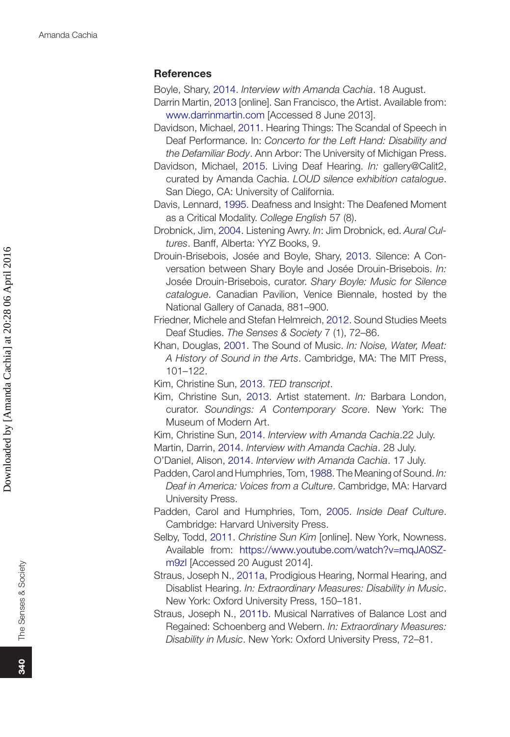## References

Boyle, Shary, 2014. *Interview with Amanda Cachia*. 18 August.

Darrin Martin, 2013 [online]. San Francisco, the Artist. Available from: www.darrinmartin.com [Accessed 8 June 2013].

Davidson, Michael, 2011. Hearing Things: The Scandal of Speech in Deaf Performance. In: *Concerto for the Left Hand: Disability and the Defamiliar Body*. Ann Arbor: The University of Michigan Press.

Davidson, Michael, 2015. Living Deaf Hearing. *In:* gallery@Calit2, curated by Amanda Cachia. *LOUD silence exhibition catalogue*. San Diego, CA: University of California.

Davis, Lennard, 1995. Deafness and Insight: The Deafened Moment as a Critical Modality. *College English* 57 (8).

Drobnick, Jim, 2004. Listening Awry. *In*: Jim Drobnick, ed. *Aural Cultures*. Banff, Alberta: YYZ Books, 9.

Drouin-Brisebois, Josée and Boyle, Shary, 2013. Silence: A Conversation between Shary Boyle and Josée Drouin-Brisebois. *In:* Josée Drouin-Brisebois, curator. *Shary Boyle: Music for Silence catalogue*. Canadian Pavilion, Venice Biennale, hosted by the National Gallery of Canada, 881–900.

Friedner, Michele and Stefan Helmreich, 2012. Sound Studies Meets Deaf Studies. *The Senses & Society* 7 (1), 72–86.

Khan, Douglas, 2001. The Sound of Music. *In: Noise, Water, Meat: A History of Sound in the Arts*. Cambridge, MA: The MIT Press, 101–122.

Kim, Christine Sun, 2013. *TED transcript*.

Kim, Christine Sun, 2013. Artist statement. *In:* Barbara London, curator. *Soundings: A Contemporary Score*. New York: The Museum of Modern Art.

Kim, Christine Sun, 2014. *Interview with Amanda Cachia*.22 July.

Martin, Darrin, 2014. *Interview with Amanda Cachia*. 28 July.

O'Daniel, Alison, 2014. *Interview with Amanda Cachia*. 17 July.

Padden, Carol and Humphries, Tom, 1988. The Meaning of Sound. *In: Deaf in America: Voices from a Culture*. Cambridge, MA: Harvard University Press.

Padden, Carol and Humphries, Tom, 2005. *Inside Deaf Culture*. Cambridge: Harvard University Press.

Selby, Todd, 2011. *Christine Sun Kim* [online]. New York, Nowness. Available from: https://www.youtube.com/watch?v=mqJA0SZm9zI [Accessed 20 August 2014].

Straus, Joseph N., 2011a, Prodigious Hearing, Normal Hearing, and Disablist Hearing. *In: Extraordinary Measures: Disability in Music*. New York: Oxford University Press, 150–181.

Straus, Joseph N., 2011b. Musical Narratives of Balance Lost and Regained: Schoenberg and Webern. *In: Extraordinary Measures: Disability in Music*. New York: Oxford University Press, 72–81.